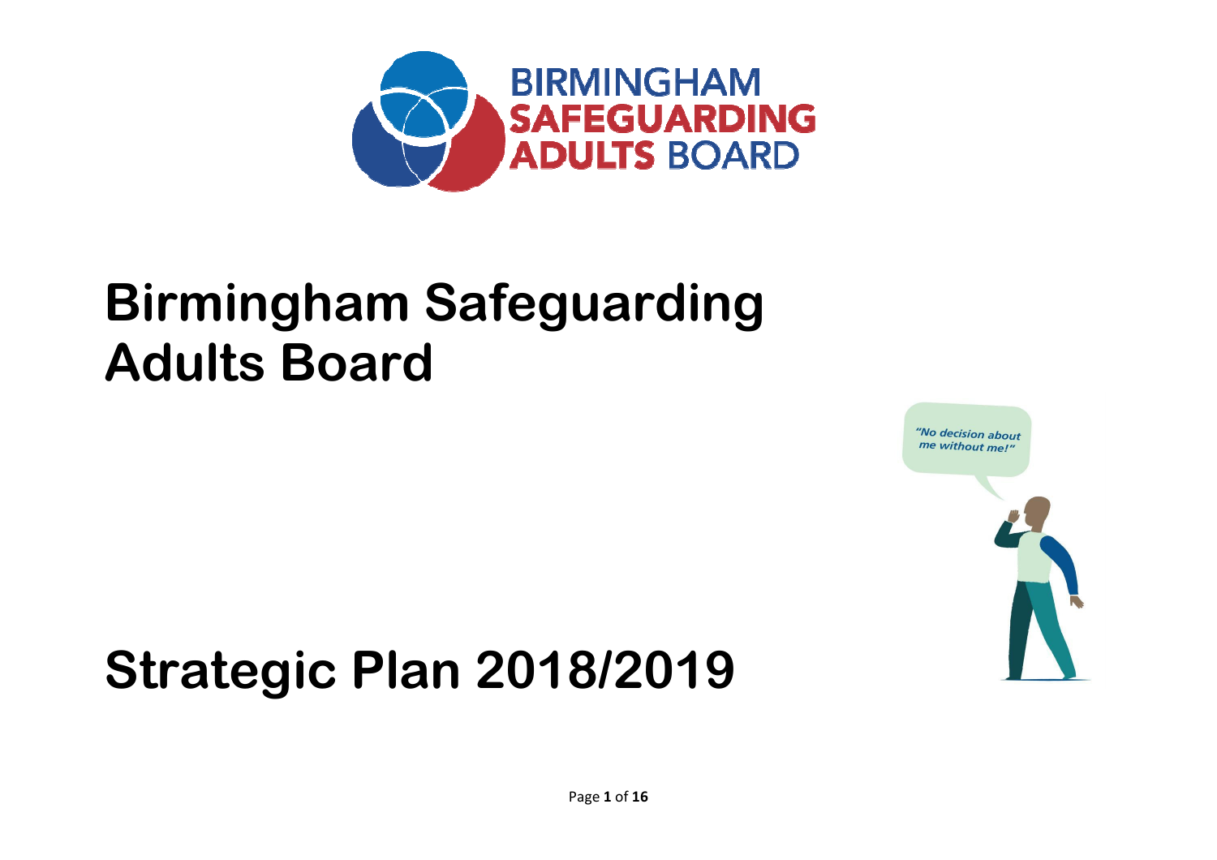# Birmingham Safeguarding Adults Board

# Strategic Plan 2018/2019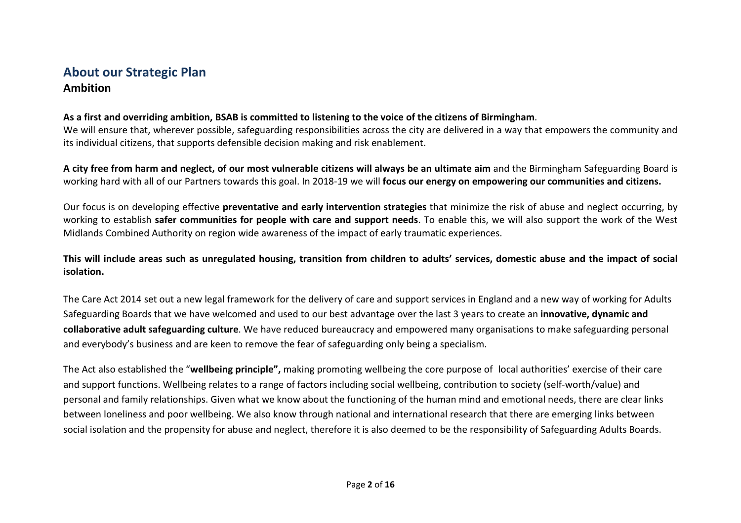## About our Strategic Plan

### Ambition

**As a first and overriding ambition, BSAB is committed to listening to the voice of the citizens of Birmingham**.
We will ensure that, wherever possible, safeguarding responsibilities across the city are delivered in a way that empowers the community and its individual citizens, that supports defensible decision making and risk enablement.

**A city free from harm and neglect, of our most vulnerable citizens will always be an ultimate aim** and the Birmingham Safeguarding Board is working hard with all of our Partners towards this goal. In 2018-19 we will **focus our energy on empowering our communities and citizens.**

Our focus is on developing effective **preventative and early intervention strategies** that minimize the risk of abuse and neglect occurring, by working to establish **safer communities for people with care and support needs**. To enable this, we will also support the work of the West Midlands Combined Authority on region wide awareness of the impact of early traumatic experiences.

**This will include areas such as unregulated housing, transition from children to adults' services, domestic abuse and the impact of social isolation.**

The Care Act 2014 set out a new legal framework for the delivery of care and support services in England and a new way of working for Adults Safeguarding Boards that we have welcomed and used to our best advantage over the last 3 years to create an **innovative, dynamic and collaborative adult safeguarding culture**. We have reduced bureaucracy and empowered many organisations to make safeguarding personal and everybody's business and are keen to remove the fear of safeguarding only being a specialism.

The Act also established the "**wellbeing principle",** making promoting wellbeing the core purpose of local authorities' exercise of their care and support functions. Wellbeing relates to a range of factors including social wellbeing, contribution to society (self-worth/value) and personal and family relationships. Given what we know about the functioning of the human mind and emotional needs, there are clear links between loneliness and poor wellbeing. We also know through national and international research that there are emerging links between social isolation and the propensity for abuse and neglect, therefore it is also deemed to be the responsibility of Safeguarding Adults Boards.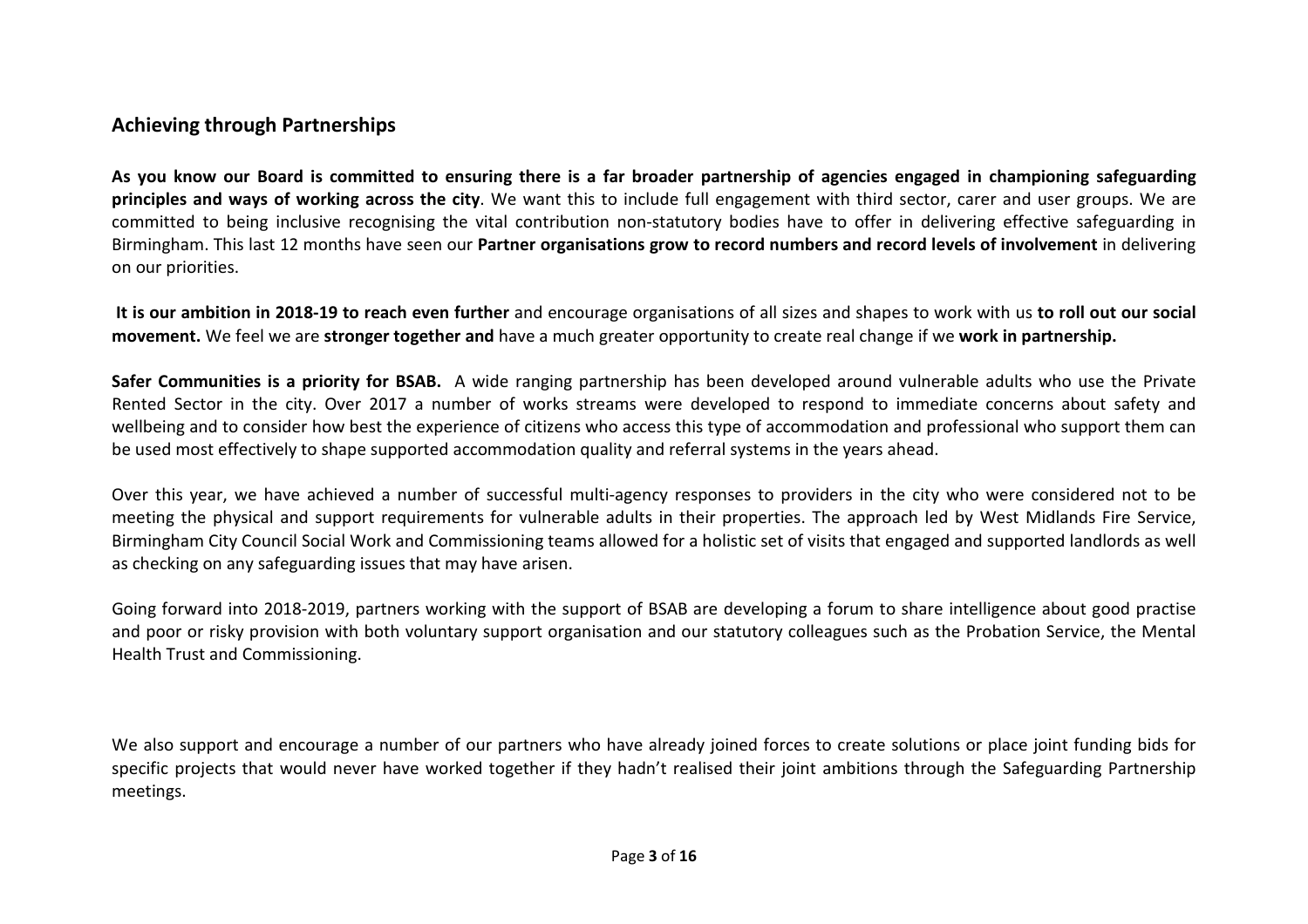## Achieving through Partnerships

**As you know our Board is committed to ensuring there is a far broader partnership of agencies engaged in championing safeguarding principles and ways of working across the city**. We want this to include full engagement with third sector, carer and user groups. We are committed to being inclusive recognising the vital contribution non-statutory bodies have to offer in delivering effective safeguarding in Birmingham. This last 12 months have seen our **Partner organisations grow to record numbers and record levels of involvement** in delivering on our priorities.

**It is our ambition in 2018-19 to reach even further** and encourage organisations of all sizes and shapes to work with us **to roll out our social movement.** We feel we are **stronger together and** have a much greater opportunity to create real change if we **work in partnership.**

**Safer Communities is a priority for BSAB.** A wide ranging partnership has been developed around vulnerable adults who use the Private Rented Sector in the city. Over 2017 a number of works streams were developed to respond to immediate concerns about safety and wellbeing and to consider how best the experience of citizens who access this type of accommodation and professional who support them can be used most effectively to shape supported accommodation quality and referral systems in the years ahead.

Over this year, we have achieved a number of successful multi-agency responses to providers in the city who were considered not to be meeting the physical and support requirements for vulnerable adults in their properties. The approach led by West Midlands Fire Service, Birmingham City Council Social Work and Commissioning teams allowed for a holistic set of visits that engaged and supported landlords as well as checking on any safeguarding issues that may have arisen.

Going forward into 2018-2019, partners working with the support of BSAB are developing a forum to share intelligence about good practise and poor or risky provision with both voluntary support organisation and our statutory colleagues such as the Probation Service, the Mental Health Trust and Commissioning.

We also support and encourage a number of our partners who have already joined forces to create solutions or place joint funding bids for specific projects that would never have worked together if they hadn't realised their joint ambitions through the Safeguarding Partnership meetings.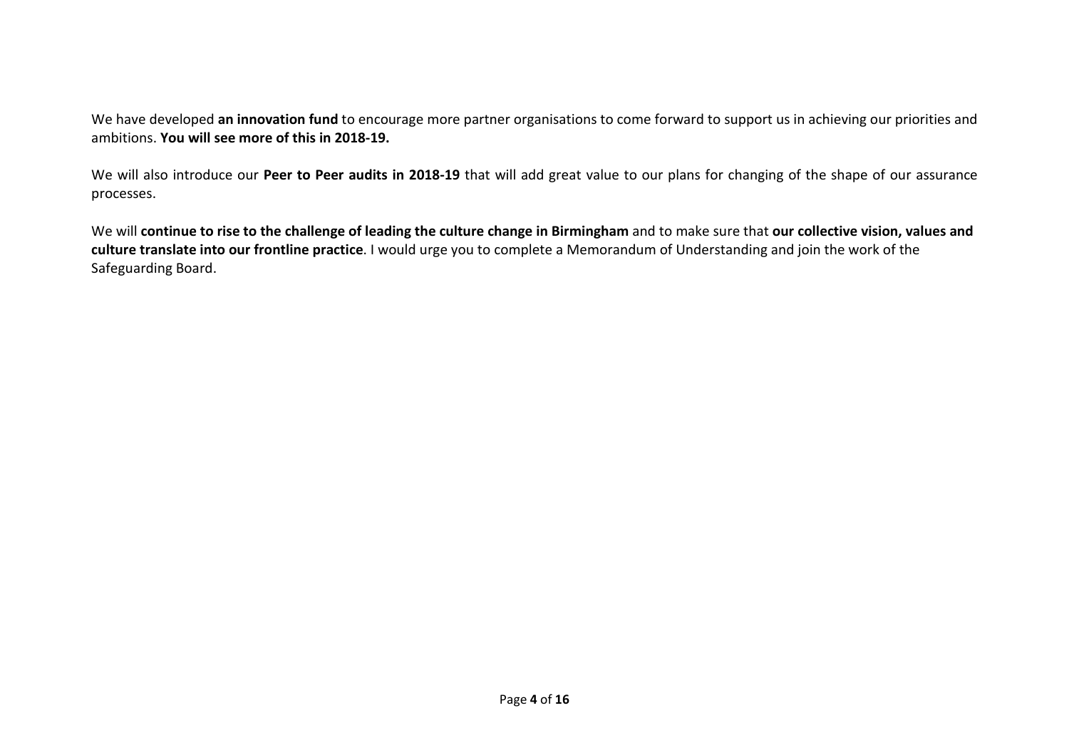We have developed **an innovation fund** to encourage more partner organisations to come forward to support us in achieving our priorities and ambitions. **You will see more of this in 2018-19.**

We will also introduce our **Peer to Peer audits in 2018-19** that will add great value to our plans for changing of the shape of our assurance processes.

We will **continue to rise to the challenge of leading the culture change in Birmingham** and to make sure that **our collective vision, values and culture translate into our frontline practice**. I would urge you to complete a Memorandum of Understanding and join the work of the Safeguarding Board.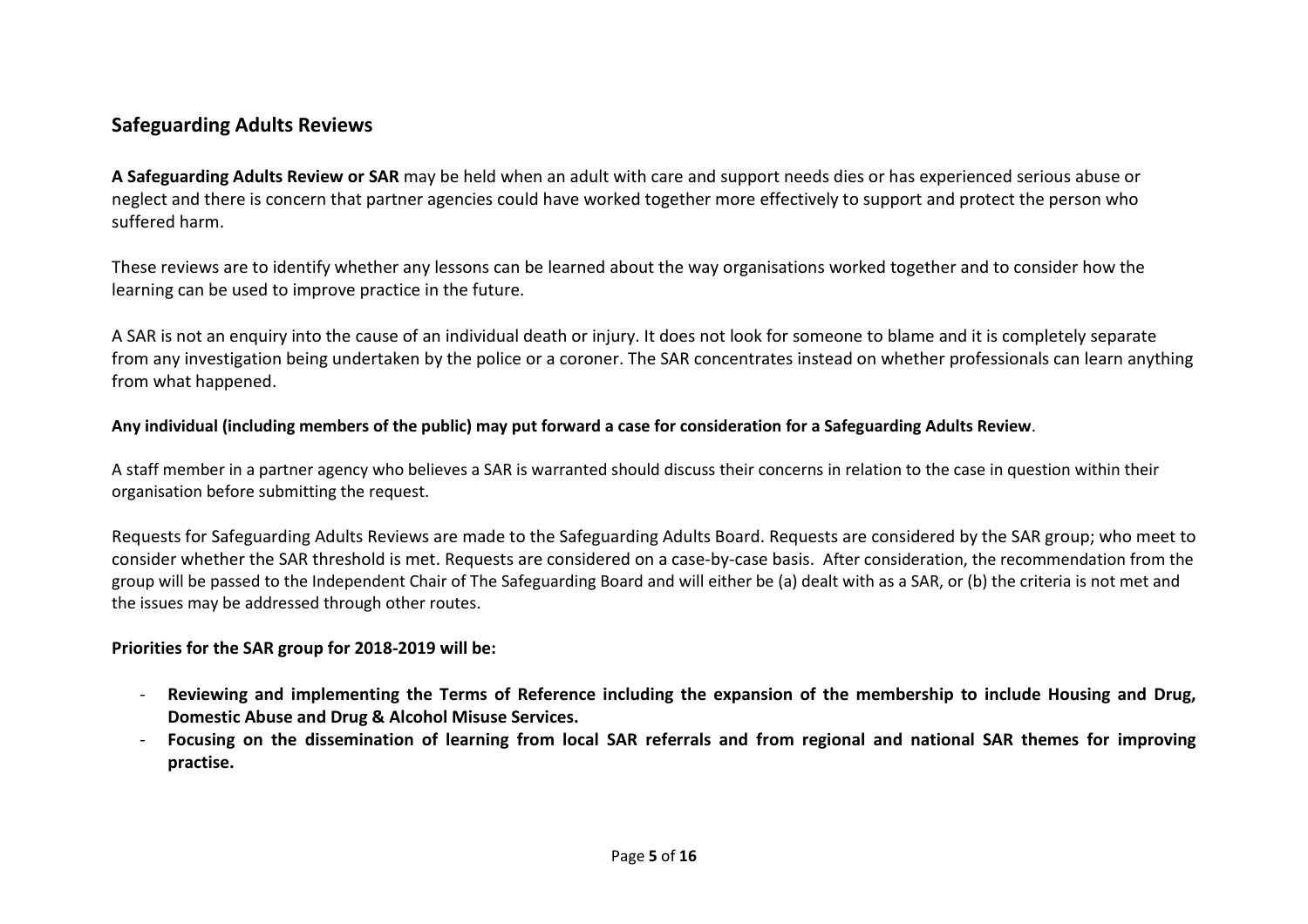## Safeguarding Adults Reviews

**A Safeguarding Adults Review or SAR** may be held when an adult with care and support needs dies or has experienced serious abuse or neglect and there is concern that partner agencies could have worked together more effectively to support and protect the person who suffered harm.

These reviews are to identify whether any lessons can be learned about the way organisations worked together and to consider how the learning can be used to improve practice in the future.

A SAR is not an enquiry into the cause of an individual death or injury. It does not look for someone to blame and it is completely separate from any investigation being undertaken by the police or a coroner. The SAR concentrates instead on whether professionals can learn anything from what happened.

**Any individual (including members of the public) may put forward a case for consideration for a Safeguarding Adults Review**.

A staff member in a partner agency who believes a SAR is warranted should discuss their concerns in relation to the case in question within their organisation before submitting the request.

Requests for Safeguarding Adults Reviews are made to the Safeguarding Adults Board. Requests are considered by the SAR group; who meet to consider whether the SAR threshold is met. Requests are considered on a case-by-case basis. After consideration, the recommendation from the group will be passed to the Independent Chair of The Safeguarding Board and will either be (a) dealt with as a SAR, or (b) the criteria is not met and the issues may be addressed through other routes.

**Priorities for the SAR group for 2018-2019 will be:**

- **Reviewing and implementing the Terms of Reference including the expansion of the membership to include Housing and Drug, Domestic Abuse and Drug & Alcohol Misuse Services.**
- **Focusing on the dissemination of learning from local SAR referrals and from regional and national SAR themes for improving practise.**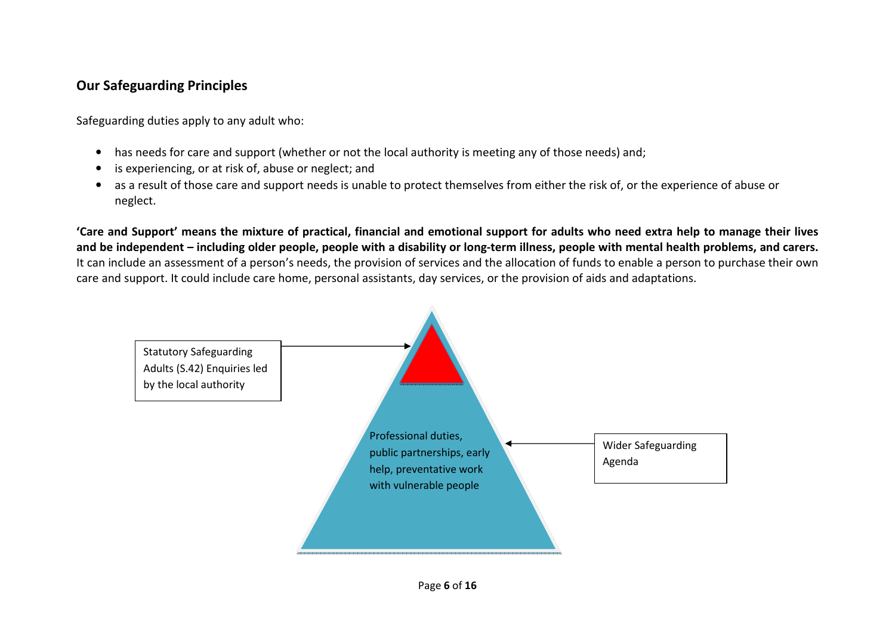## Our Safeguarding Principles

Safeguarding duties apply to any adult who:

- has needs for care and support (whether or not the local authority is meeting any of those needs) and;
- is experiencing, or at risk of, abuse or neglect; and
- as a result of those care and support needs is unable to protect themselves from either the risk of, or the experience of abuse or neglect.

**'Care and Support' means the mixture of practical, financial and emotional support for adults who need extra help to manage their lives and be independent – including older people, people with a disability or long-term illness, people with mental health problems, and carers.** It can include an assessment of a person's needs, the provision of services and the allocation of funds to enable a person to purchase their own care and support. It could include care home, personal assistants, day services, or the provision of aids and adaptations.

Statutory Safeguarding Adults (S.42) Enquiries led by the local authority

Professional duties, public partnerships, early help, preventative work with vulnerable people

Wider Safeguarding Agenda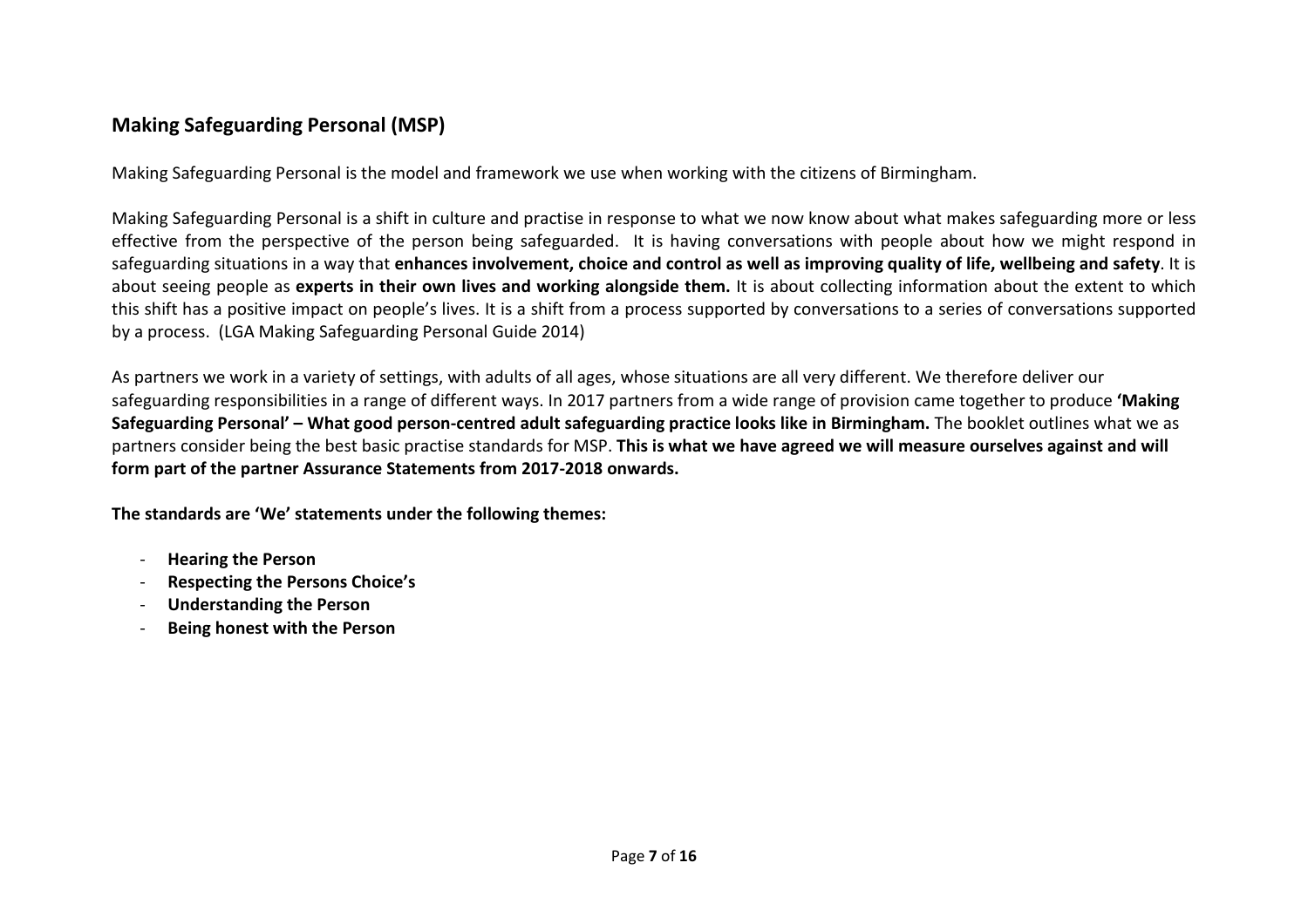## Making Safeguarding Personal (MSP)

Making Safeguarding Personal is the model and framework we use when working with the citizens of Birmingham.

Making Safeguarding Personal is a shift in culture and practise in response to what we now know about what makes safeguarding more or less effective from the perspective of the person being safeguarded. It is having conversations with people about how we might respond in safeguarding situations in a way that **enhances involvement, choice and control as well as improving quality of life, wellbeing and safety**. It is about seeing people as **experts in their own lives and working alongside them.** It is about collecting information about the extent to which this shift has a positive impact on people's lives. It is a shift from a process supported by conversations to a series of conversations supported by a process. (LGA Making Safeguarding Personal Guide 2014)

As partners we work in a variety of settings, with adults of all ages, whose situations are all very different. We therefore deliver our safeguarding responsibilities in a range of different ways. In 2017 partners from a wide range of provision came together to produce **'Making Safeguarding Personal' – What good person-centred adult safeguarding practice looks like in Birmingham.** The booklet outlines what we as partners consider being the best basic practise standards for MSP. **This is what we have agreed we will measure ourselves against and will form part of the partner Assurance Statements from 2017-2018 onwards.**

**The standards are 'We' statements under the following themes:**

- **Hearing the Person**
- **Respecting the Persons Choice's**
- **Understanding the Person**
- **Being honest with the Person**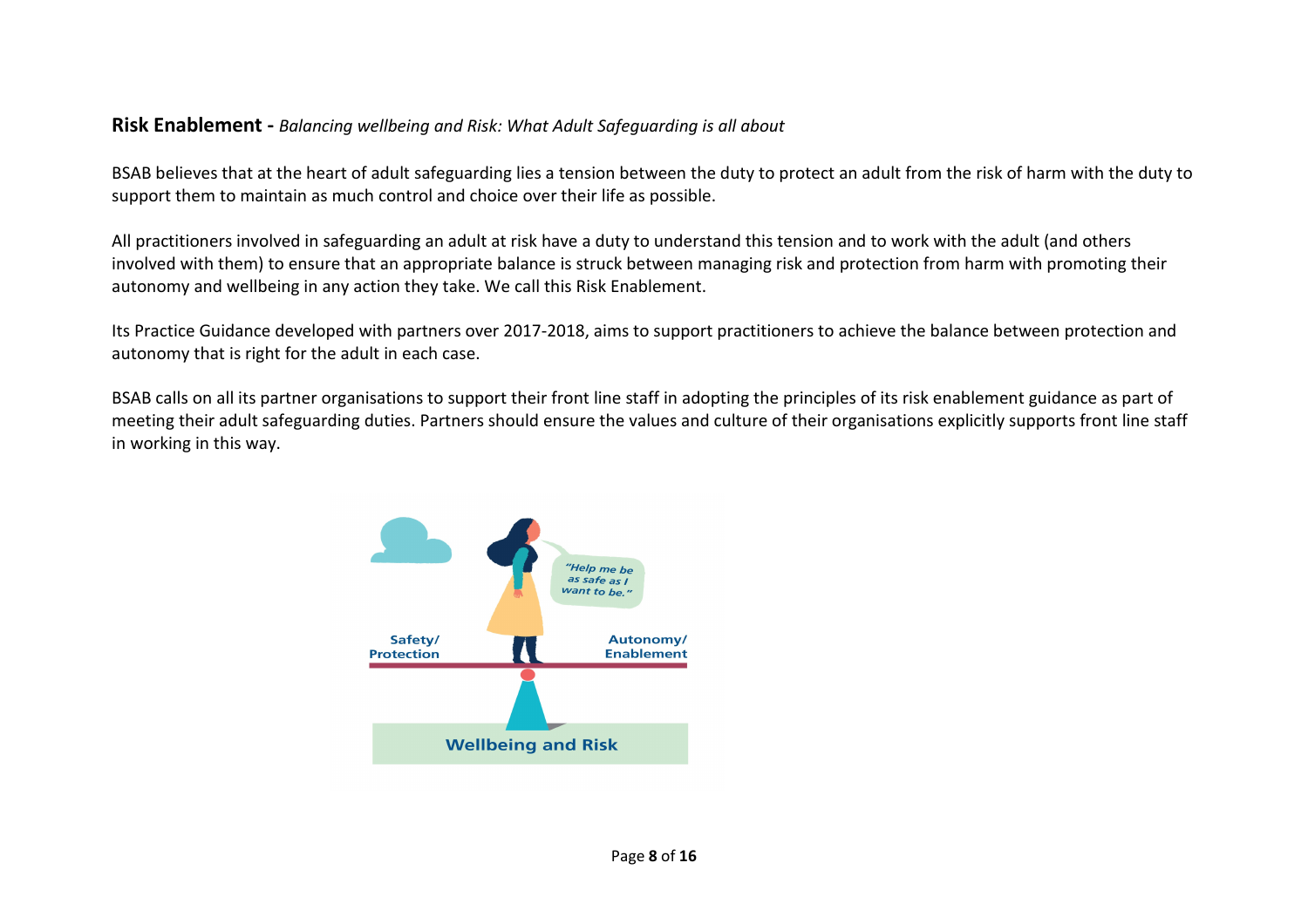## Risk Enablement - *Balancing wellbeing and Risk: What Adult Safeguarding is all about*

BSAB believes that at the heart of adult safeguarding lies a tension between the duty to protect an adult from the risk of harm with the duty to support them to maintain as much control and choice over their life as possible.

All practitioners involved in safeguarding an adult at risk have a duty to understand this tension and to work with the adult (and others involved with them) to ensure that an appropriate balance is struck between managing risk and protection from harm with promoting their autonomy and wellbeing in any action they take. We call this Risk Enablement.

Its Practice Guidance developed with partners over 2017-2018, aims to support practitioners to achieve the balance between protection and autonomy that is right for the adult in each case.

BSAB calls on all its partner organisations to support their front line staff in adopting the principles of its risk enablement guidance as part of meeting their adult safeguarding duties. Partners should ensure the values and culture of their organisations explicitly supports front line staff in working in this way.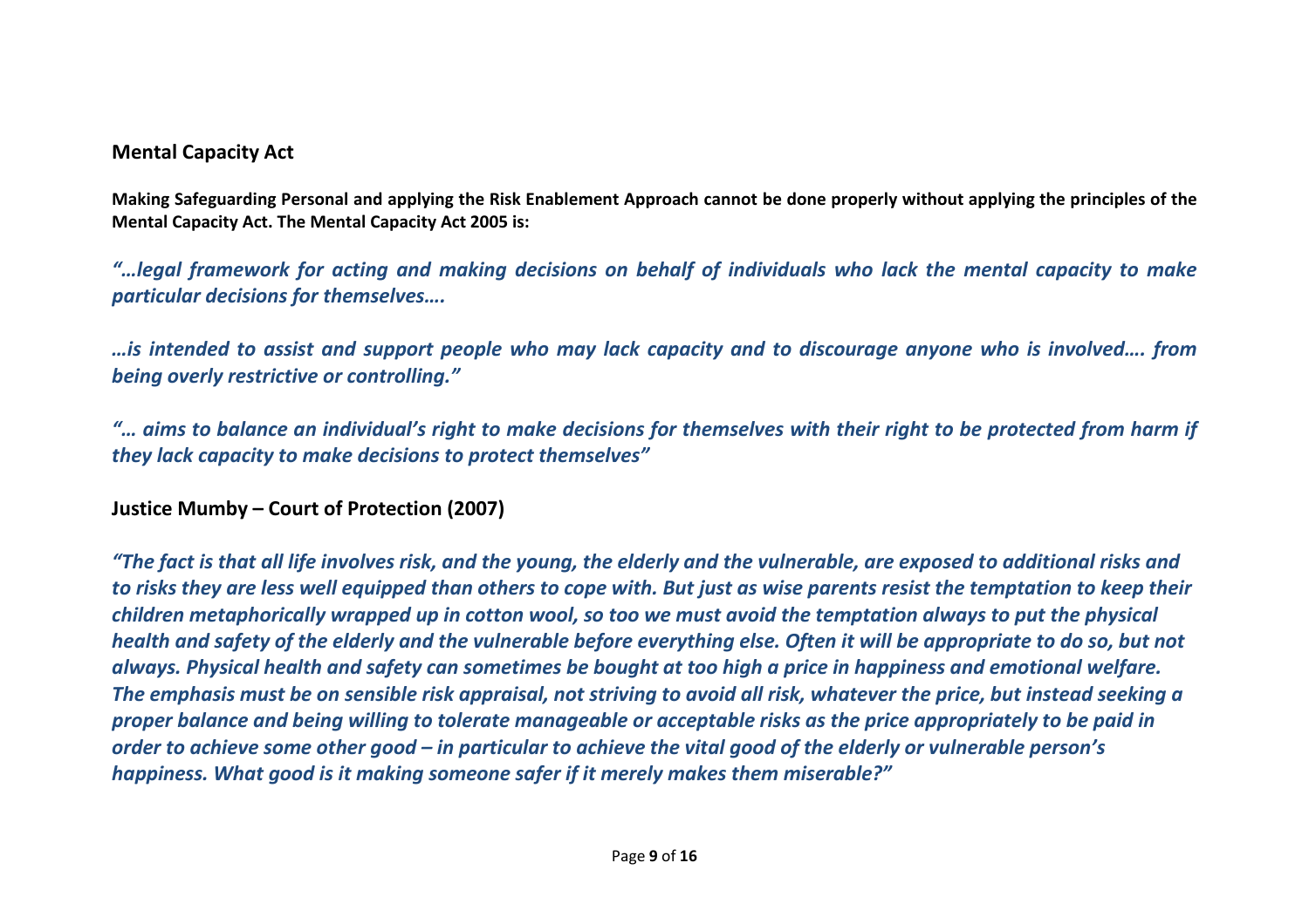## Mental Capacity Act

**Making Safeguarding Personal and applying the Risk Enablement Approach cannot be done properly without applying the principles of the Mental Capacity Act. The Mental Capacity Act 2005 is:**

***"…legal framework for acting and making decisions on behalf of individuals who lack the mental capacity to make particular decisions for themselves….***

***…is intended to assist and support people who may lack capacity and to discourage anyone who is involved…. from being overly restrictive or controlling."***

***"… aims to balance an individual's right to make decisions for themselves with their right to be protected from harm if they lack capacity to make decisions to protect themselves"***

## Justice Mumby – Court of Protection (2007)

***"The fact is that all life involves risk, and the young, the elderly and the vulnerable, are exposed to additional risks and to risks they are less well equipped than others to cope with. But just as wise parents resist the temptation to keep their children metaphorically wrapped up in cotton wool, so too we must avoid the temptation always to put the physical health and safety of the elderly and the vulnerable before everything else. Often it will be appropriate to do so, but not always. Physical health and safety can sometimes be bought at too high a price in happiness and emotional welfare. The emphasis must be on sensible risk appraisal, not striving to avoid all risk, whatever the price, but instead seeking a proper balance and being willing to tolerate manageable or acceptable risks as the price appropriately to be paid in order to achieve some other good – in particular to achieve the vital good of the elderly or vulnerable person's happiness. What good is it making someone safer if it merely makes them miserable?"***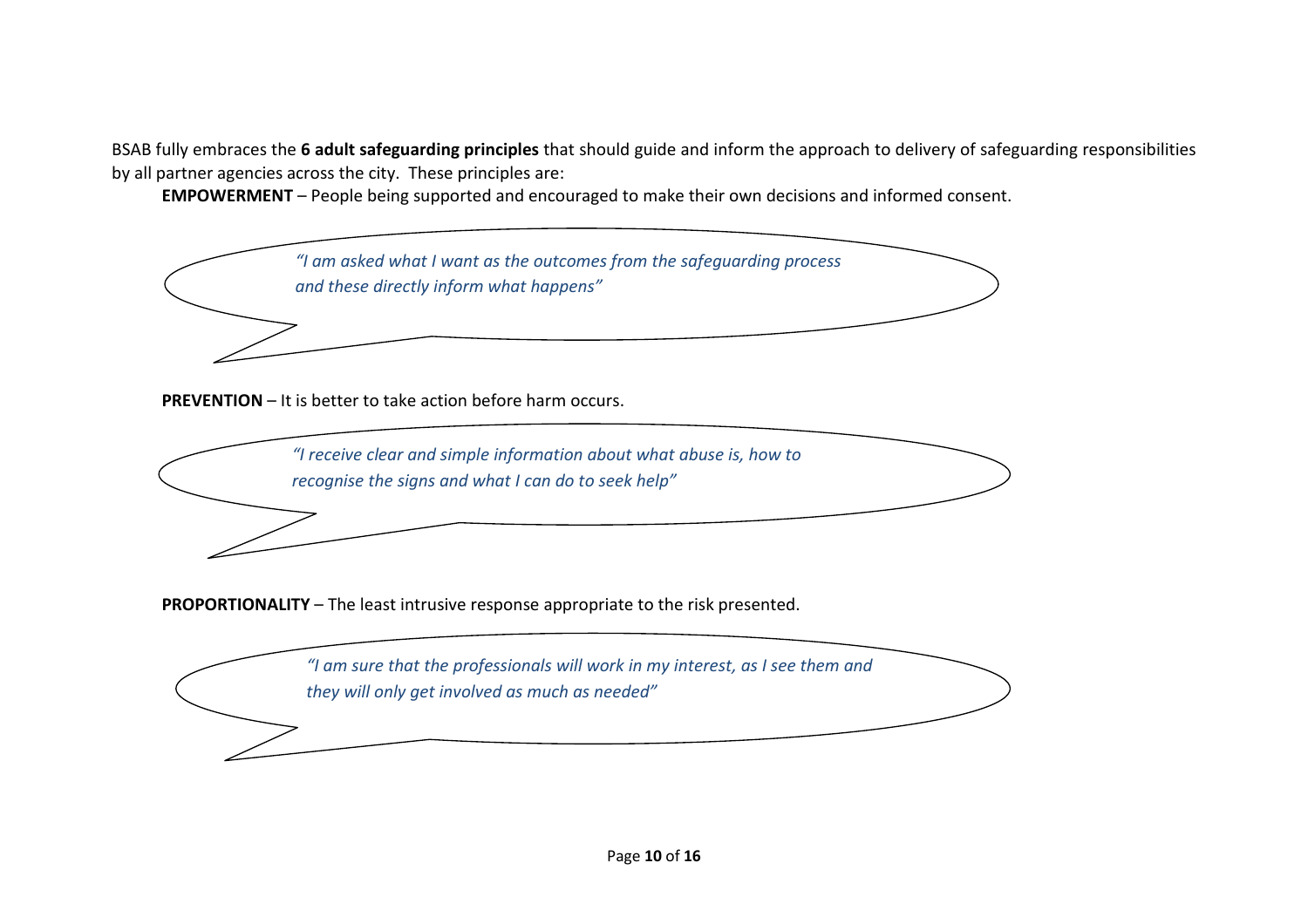BSAB fully embraces the **6 adult safeguarding principles** that should guide and inform the approach to delivery of safeguarding responsibilities by all partner agencies across the city. These principles are:

**EMPOWERMENT** – People being supported and encouraged to make their own decisions and informed consent.

> *"I am asked what I want as the outcomes from the safeguarding process and these directly inform what happens"*

**PREVENTION** – It is better to take action before harm occurs.

> *"I receive clear and simple information about what abuse is, how to recognise the signs and what I can do to seek help"*

**PROPORTIONALITY** – The least intrusive response appropriate to the risk presented.

> *"I am sure that the professionals will work in my interest, as I see them and they will only get involved as much as needed"*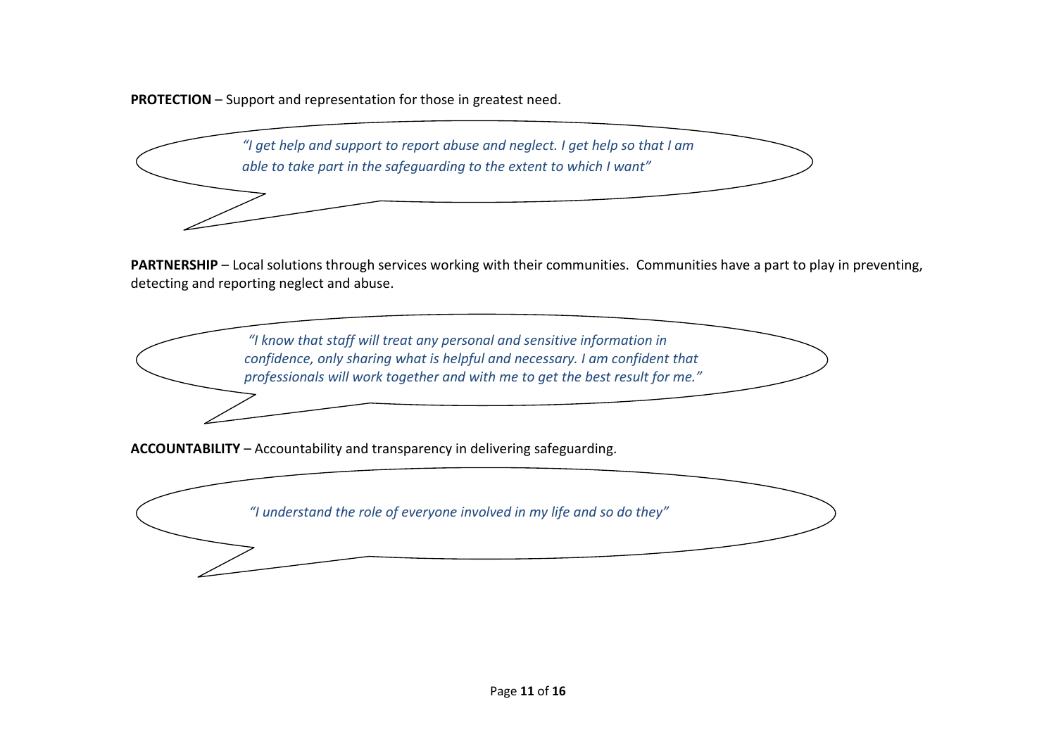**PROTECTION** – Support and representation for those in greatest need.

> *"I get help and support to report abuse and neglect. I get help so that I am able to take part in the safeguarding to the extent to which I want"*

**PARTNERSHIP** – Local solutions through services working with their communities. Communities have a part to play in preventing, detecting and reporting neglect and abuse.

> *"I know that staff will treat any personal and sensitive information in confidence, only sharing what is helpful and necessary. I am confident that professionals will work together and with me to get the best result for me."*

**ACCOUNTABILITY** – Accountability and transparency in delivering safeguarding.

> *"I understand the role of everyone involved in my life and so do they"*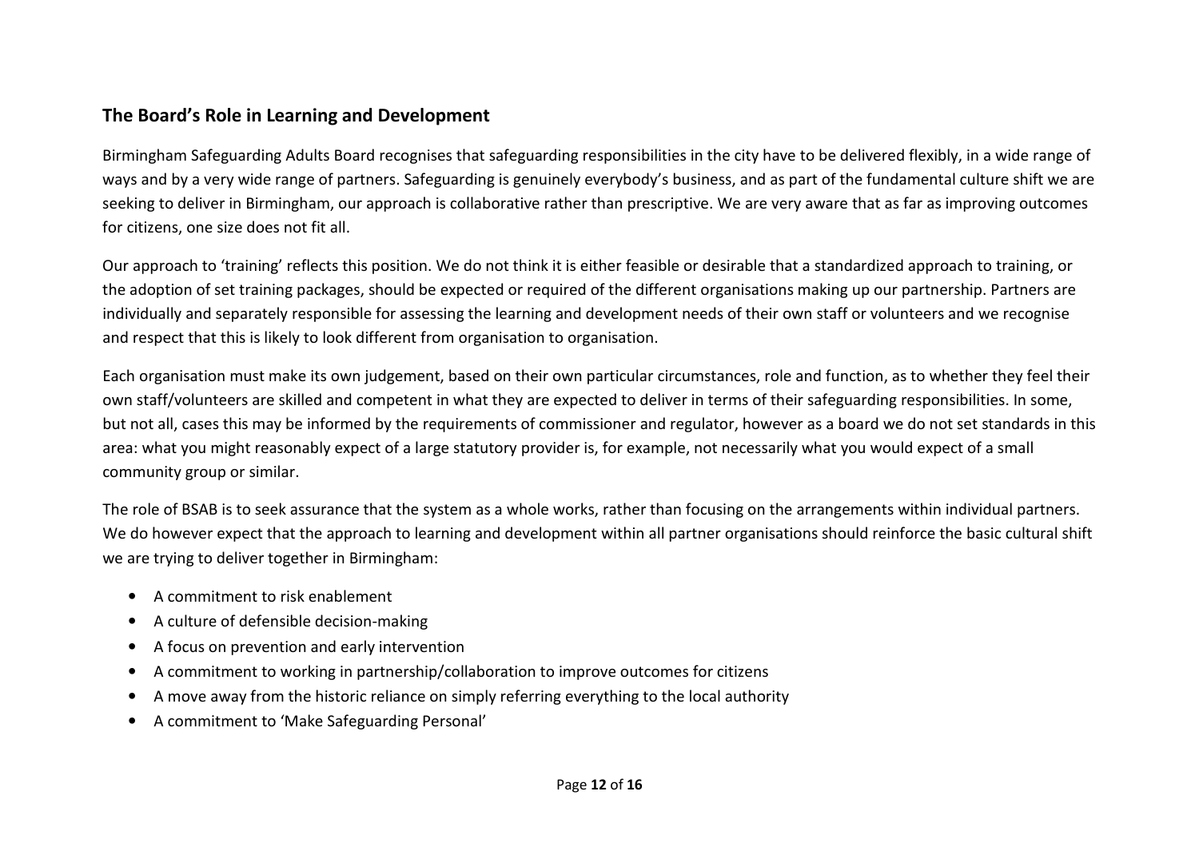## The Board's Role in Learning and Development

Birmingham Safeguarding Adults Board recognises that safeguarding responsibilities in the city have to be delivered flexibly, in a wide range of ways and by a very wide range of partners. Safeguarding is genuinely everybody's business, and as part of the fundamental culture shift we are seeking to deliver in Birmingham, our approach is collaborative rather than prescriptive. We are very aware that as far as improving outcomes for citizens, one size does not fit all.

Our approach to 'training' reflects this position. We do not think it is either feasible or desirable that a standardized approach to training, or the adoption of set training packages, should be expected or required of the different organisations making up our partnership. Partners are individually and separately responsible for assessing the learning and development needs of their own staff or volunteers and we recognise and respect that this is likely to look different from organisation to organisation.

Each organisation must make its own judgement, based on their own particular circumstances, role and function, as to whether they feel their own staff/volunteers are skilled and competent in what they are expected to deliver in terms of their safeguarding responsibilities. In some, but not all, cases this may be informed by the requirements of commissioner and regulator, however as a board we do not set standards in this area: what you might reasonably expect of a large statutory provider is, for example, not necessarily what you would expect of a small community group or similar.

The role of BSAB is to seek assurance that the system as a whole works, rather than focusing on the arrangements within individual partners. We do however expect that the approach to learning and development within all partner organisations should reinforce the basic cultural shift we are trying to deliver together in Birmingham:

- A commitment to risk enablement
- A culture of defensible decision-making
- A focus on prevention and early intervention
- A commitment to working in partnership/collaboration to improve outcomes for citizens
- A move away from the historic reliance on simply referring everything to the local authority
- A commitment to 'Make Safeguarding Personal'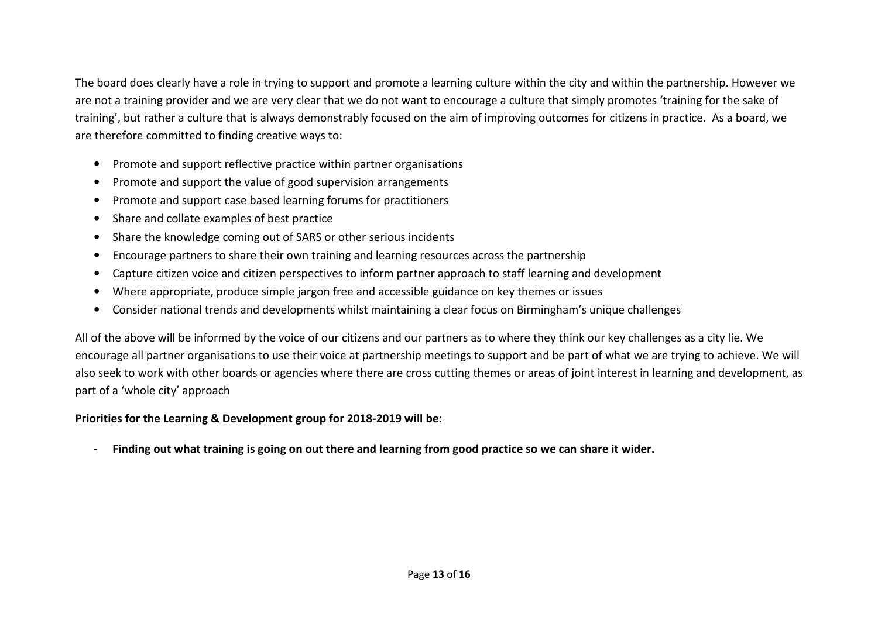The board does clearly have a role in trying to support and promote a learning culture within the city and within the partnership. However we are not a training provider and we are very clear that we do not want to encourage a culture that simply promotes 'training for the sake of training', but rather a culture that is always demonstrably focused on the aim of improving outcomes for citizens in practice.  As a board, we are therefore committed to finding creative ways to:

- Promote and support reflective practice within partner organisations
- Promote and support the value of good supervision arrangements
- Promote and support case based learning forums for practitioners
- Share and collate examples of best practice
- Share the knowledge coming out of SARS or other serious incidents
- Encourage partners to share their own training and learning resources across the partnership
- Capture citizen voice and citizen perspectives to inform partner approach to staff learning and development
- Where appropriate, produce simple jargon free and accessible guidance on key themes or issues
- Consider national trends and developments whilst maintaining a clear focus on Birmingham's unique challenges

All of the above will be informed by the voice of our citizens and our partners as to where they think our key challenges as a city lie. We encourage all partner organisations to use their voice at partnership meetings to support and be part of what we are trying to achieve. We will also seek to work with other boards or agencies where there are cross cutting themes or areas of joint interest in learning and development, as part of a 'whole city' approach

**Priorities for the Learning & Development group for 2018-2019 will be:**

- **Finding out what training is going on out there and learning from good practice so we can share it wider.**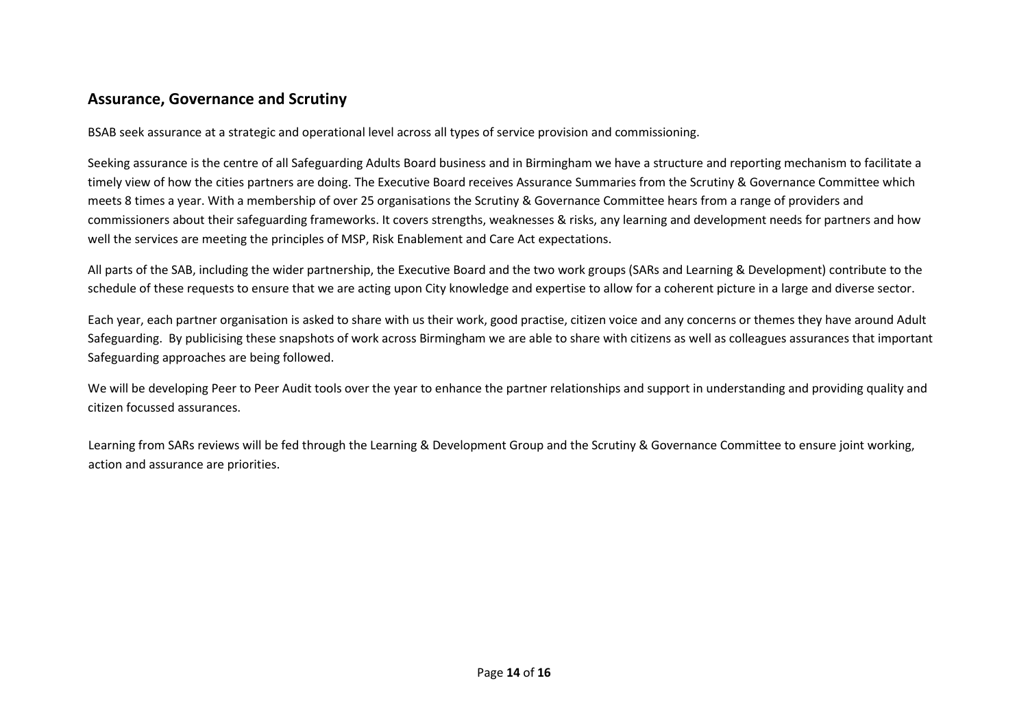## Assurance, Governance and Scrutiny

BSAB seek assurance at a strategic and operational level across all types of service provision and commissioning.

Seeking assurance is the centre of all Safeguarding Adults Board business and in Birmingham we have a structure and reporting mechanism to facilitate a timely view of how the cities partners are doing. The Executive Board receives Assurance Summaries from the Scrutiny & Governance Committee which meets 8 times a year. With a membership of over 25 organisations the Scrutiny & Governance Committee hears from a range of providers and commissioners about their safeguarding frameworks. It covers strengths, weaknesses & risks, any learning and development needs for partners and how well the services are meeting the principles of MSP, Risk Enablement and Care Act expectations.

All parts of the SAB, including the wider partnership, the Executive Board and the two work groups (SARs and Learning & Development) contribute to the schedule of these requests to ensure that we are acting upon City knowledge and expertise to allow for a coherent picture in a large and diverse sector.

Each year, each partner organisation is asked to share with us their work, good practise, citizen voice and any concerns or themes they have around Adult Safeguarding. By publicising these snapshots of work across Birmingham we are able to share with citizens as well as colleagues assurances that important Safeguarding approaches are being followed.

We will be developing Peer to Peer Audit tools over the year to enhance the partner relationships and support in understanding and providing quality and citizen focussed assurances.

Learning from SARs reviews will be fed through the Learning & Development Group and the Scrutiny & Governance Committee to ensure joint working, action and assurance are priorities.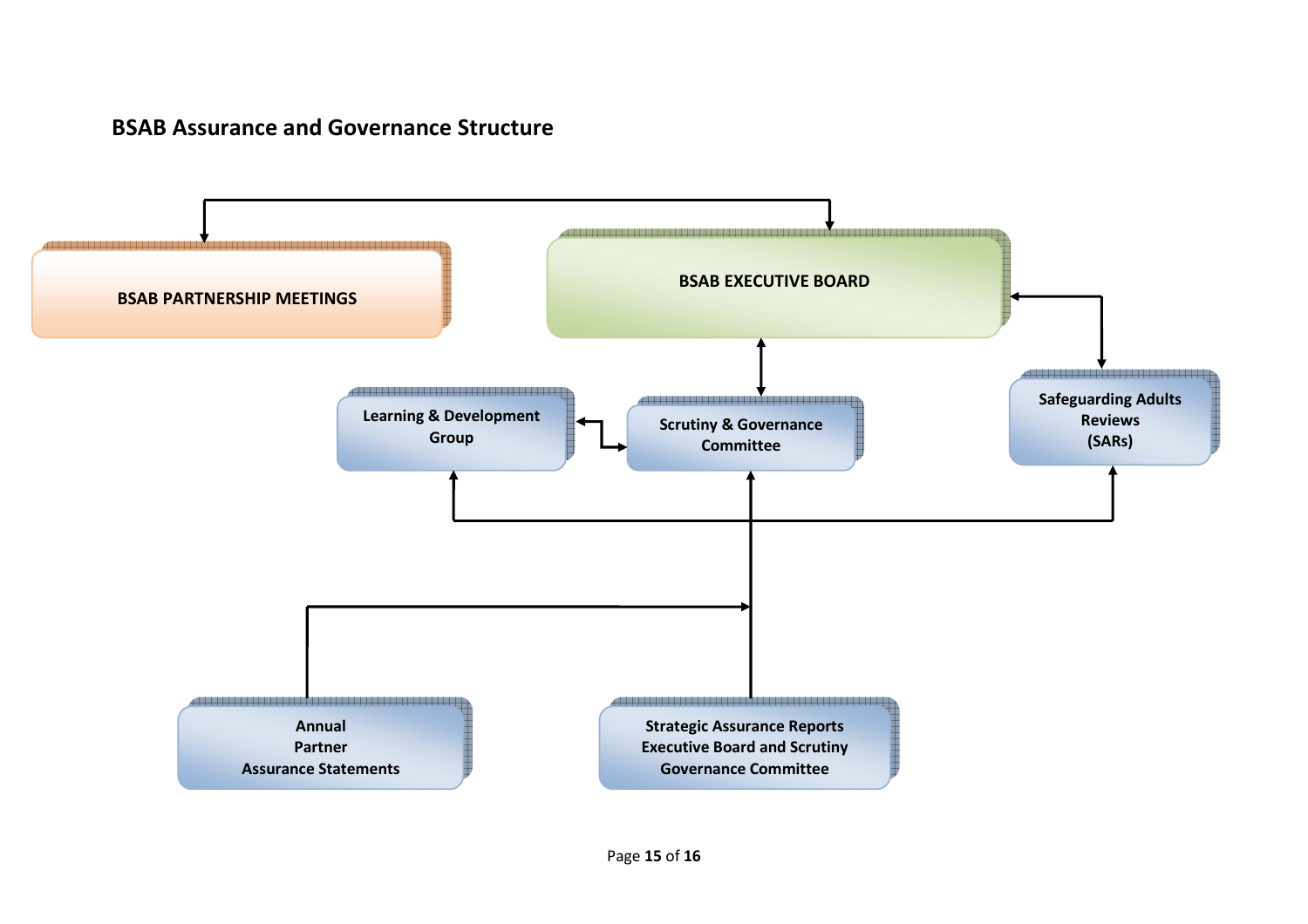## BSAB Assurance and Governance Structure

BSAB PARTNERSHIP MEETINGS

BSAB EXECUTIVE BOARD

Learning & Development Group

Scrutiny & Governance Committee

Safeguarding Adults Reviews (SARs)

Annual Partner Assurance Statements

Strategic Assurance Reports Executive Board and Scrutiny Governance Committee